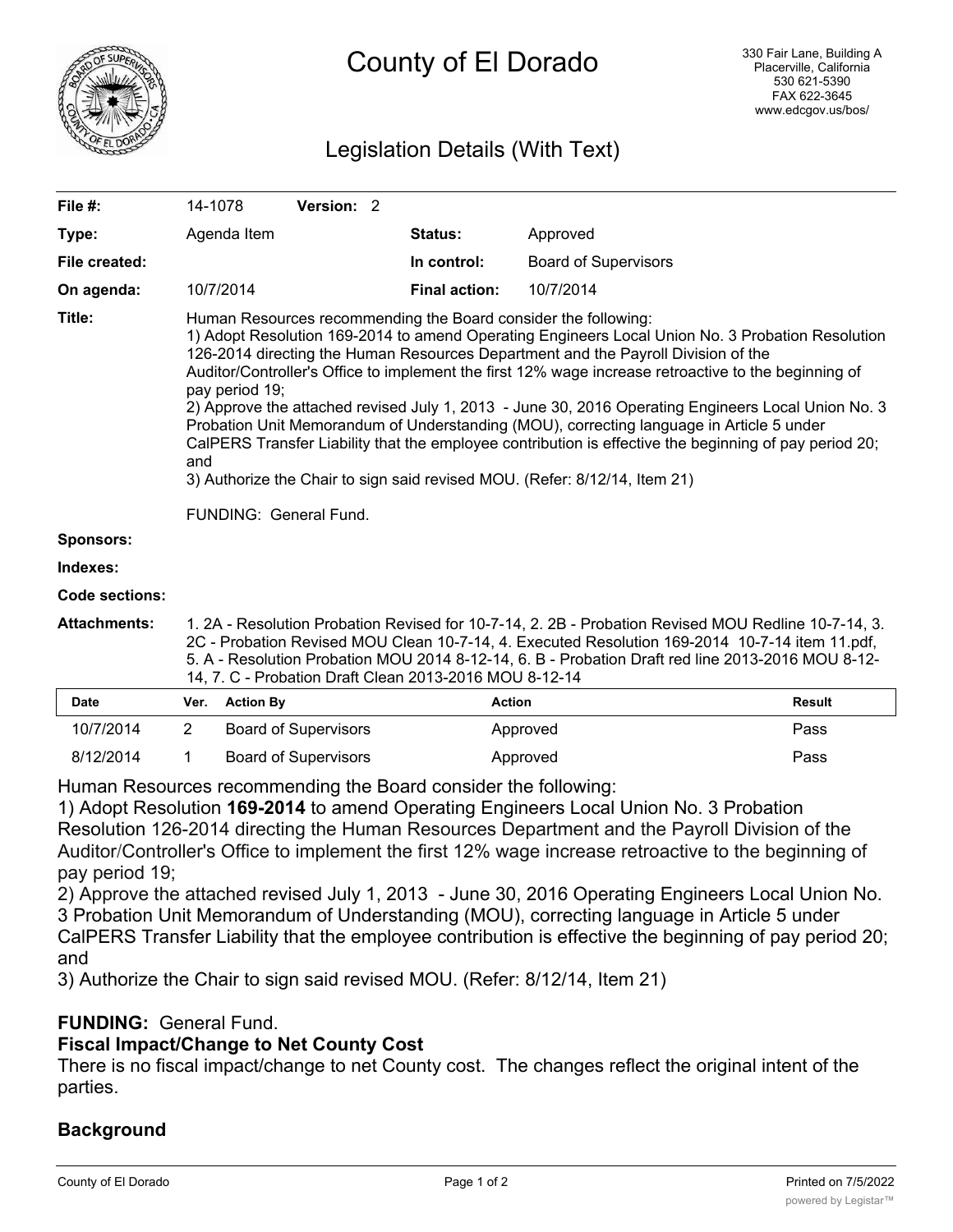# County of El Dorado

330 Fair Lane, Building A
Placerville, California
530 621-5390
FAX 622-3645
www.edcgov.us/bos/

## Legislation Details (With Text)

| | | | |
|---|---|---|---|
| **File #:** | 14-1078 **Version:** 2 | | |
| **Type:** | Agenda Item | **Status:** | Approved |
| **File created:** | | **In control:** | Board of Supervisors |
| **On agenda:** | 10/7/2014 | **Final action:** | 10/7/2014 |

**Title:** Human Resources recommending the Board consider the following:
1) Adopt Resolution 169-2014 to amend Operating Engineers Local Union No. 3 Probation Resolution 126-2014 directing the Human Resources Department and the Payroll Division of the Auditor/Controller's Office to implement the first 12% wage increase retroactive to the beginning of pay period 19;
2) Approve the attached revised July 1, 2013 - June 30, 2016 Operating Engineers Local Union No. 3 Probation Unit Memorandum of Understanding (MOU), correcting language in Article 5 under CalPERS Transfer Liability that the employee contribution is effective the beginning of pay period 20; and
3) Authorize the Chair to sign said revised MOU. (Refer: 8/12/14, Item 21)

FUNDING: General Fund.

**Sponsors:**

**Indexes:**

**Code sections:**

**Attachments:** 1. 2A - Resolution Probation Revised for 10-7-14, 2. 2B - Probation Revised MOU Redline 10-7-14, 3. 2C - Probation Revised MOU Clean 10-7-14, 4. Executed Resolution 169-2014 10-7-14 item 11.pdf, 5. A - Resolution Probation MOU 2014 8-12-14, 6. B - Probation Draft red line 2013-2016 MOU 8-12-14, 7. C - Probation Draft Clean 2013-2016 MOU 8-12-14

| Date | Ver. | Action By | Action | Result |
|---|---|---|---|---|
| 10/7/2014 | 2 | Board of Supervisors | Approved | Pass |
| 8/12/2014 | 1 | Board of Supervisors | Approved | Pass |

Human Resources recommending the Board consider the following:
1) Adopt Resolution **169-2014** to amend Operating Engineers Local Union No. 3 Probation Resolution 126-2014 directing the Human Resources Department and the Payroll Division of the Auditor/Controller's Office to implement the first 12% wage increase retroactive to the beginning of pay period 19;
2) Approve the attached revised July 1, 2013 - June 30, 2016 Operating Engineers Local Union No. 3 Probation Unit Memorandum of Understanding (MOU), correcting language in Article 5 under CalPERS Transfer Liability that the employee contribution is effective the beginning of pay period 20; and
3) Authorize the Chair to sign said revised MOU. (Refer: 8/12/14, Item 21)

**FUNDING:** General Fund.

**Fiscal Impact/Change to Net County Cost**

There is no fiscal impact/change to net County cost. The changes reflect the original intent of the parties.

**Background**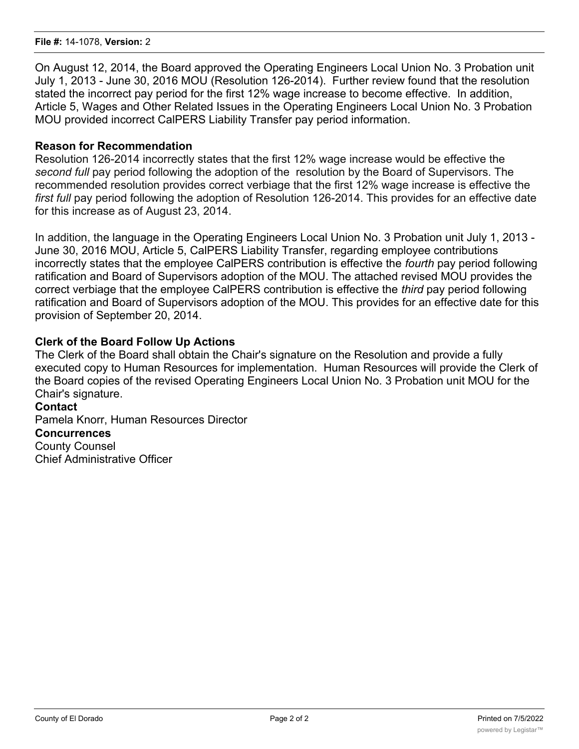On August 12, 2014, the Board approved the Operating Engineers Local Union No. 3 Probation unit July 1, 2013 - June 30, 2016 MOU (Resolution 126-2014). Further review found that the resolution stated the incorrect pay period for the first 12% wage increase to become effective. In addition, Article 5, Wages and Other Related Issues in the Operating Engineers Local Union No. 3 Probation MOU provided incorrect CalPERS Liability Transfer pay period information.

**Reason for Recommendation**

Resolution 126-2014 incorrectly states that the first 12% wage increase would be effective the *second full* pay period following the adoption of the resolution by the Board of Supervisors. The recommended resolution provides correct verbiage that the first 12% wage increase is effective the *first full* pay period following the adoption of Resolution 126-2014. This provides for an effective date for this increase as of August 23, 2014.

In addition, the language in the Operating Engineers Local Union No. 3 Probation unit July 1, 2013 - June 30, 2016 MOU, Article 5, CalPERS Liability Transfer, regarding employee contributions incorrectly states that the employee CalPERS contribution is effective the *fourth* pay period following ratification and Board of Supervisors adoption of the MOU. The attached revised MOU provides the correct verbiage that the employee CalPERS contribution is effective the *third* pay period following ratification and Board of Supervisors adoption of the MOU. This provides for an effective date for this provision of September 20, 2014.

**Clerk of the Board Follow Up Actions**

The Clerk of the Board shall obtain the Chair's signature on the Resolution and provide a fully executed copy to Human Resources for implementation. Human Resources will provide the Clerk of the Board copies of the revised Operating Engineers Local Union No. 3 Probation unit MOU for the Chair's signature.

**Contact**

Pamela Knorr, Human Resources Director

**Concurrences**

County Counsel

Chief Administrative Officer